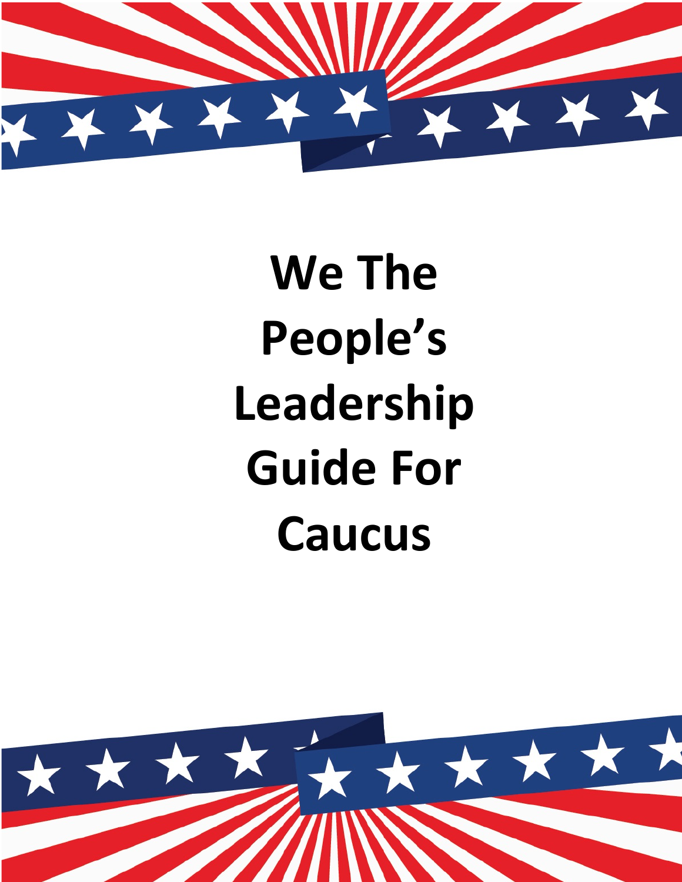# We The People's Leadership Guide For Caucus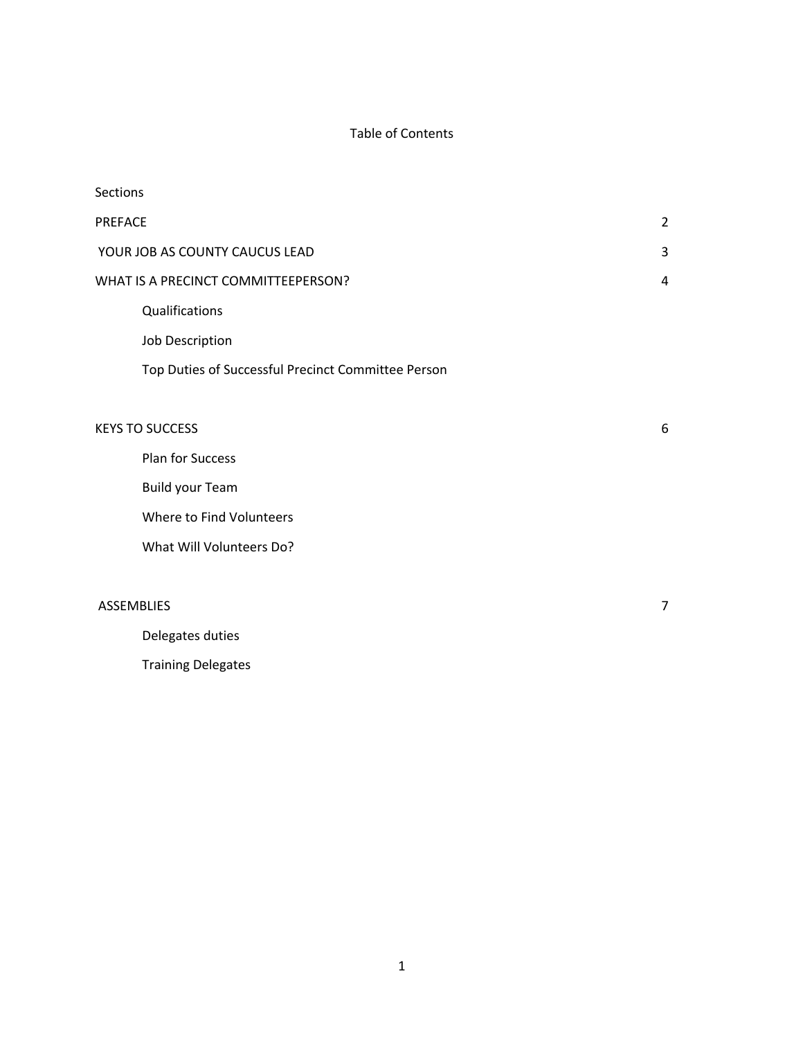# Table of Contents

Sections

| | |
|---|---|
| PREFACE | 2 |
| YOUR JOB AS COUNTY CAUCUS LEAD | 3 |
| WHAT IS A PRECINCT COMMITTEEPERSON? | 4 |
| Qualifications | |
| Job Description | |
| Top Duties of Successful Precinct Committee Person | |
| KEYS TO SUCCESS | 6 |
| Plan for Success | |
| Build your Team | |
| Where to Find Volunteers | |
| What Will Volunteers Do? | |
| ASSEMBLIES | 7 |
| Delegates duties | |
| Training Delegates | |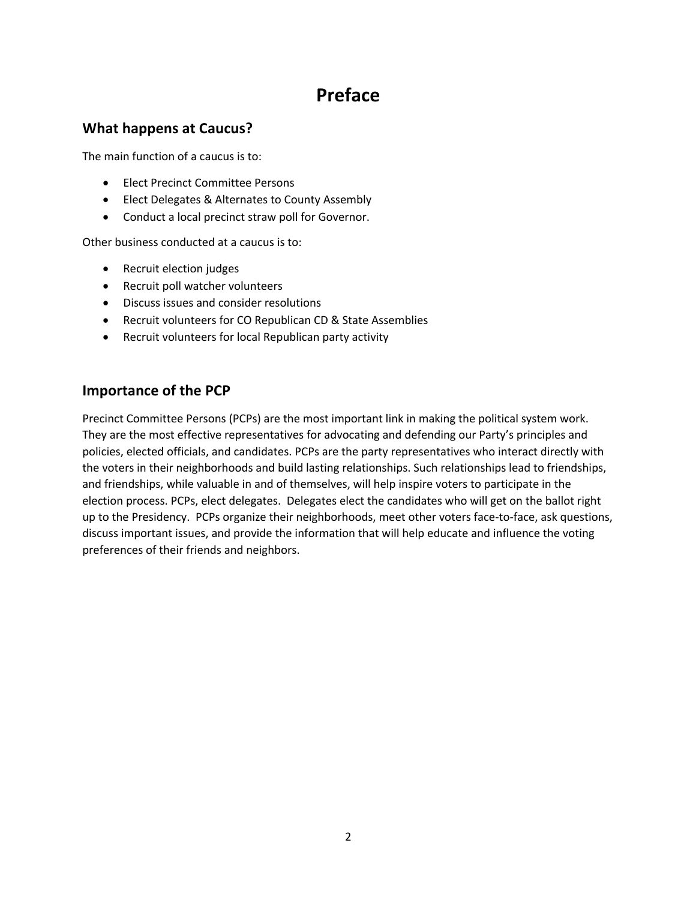# Preface

## What happens at Caucus?

The main function of a caucus is to:

- Elect Precinct Committee Persons
- Elect Delegates & Alternates to County Assembly
- Conduct a local precinct straw poll for Governor.

Other business conducted at a caucus is to:

- Recruit election judges
- Recruit poll watcher volunteers
- Discuss issues and consider resolutions
- Recruit volunteers for CO Republican CD & State Assemblies
- Recruit volunteers for local Republican party activity

## Importance of the PCP

Precinct Committee Persons (PCPs) are the most important link in making the political system work. They are the most effective representatives for advocating and defending our Party's principles and policies, elected officials, and candidates. PCPs are the party representatives who interact directly with the voters in their neighborhoods and build lasting relationships. Such relationships lead to friendships, and friendships, while valuable in and of themselves, will help inspire voters to participate in the election process. PCPs, elect delegates. Delegates elect the candidates who will get on the ballot right up to the Presidency. PCPs organize their neighborhoods, meet other voters face-to-face, ask questions, discuss important issues, and provide the information that will help educate and influence the voting preferences of their friends and neighbors.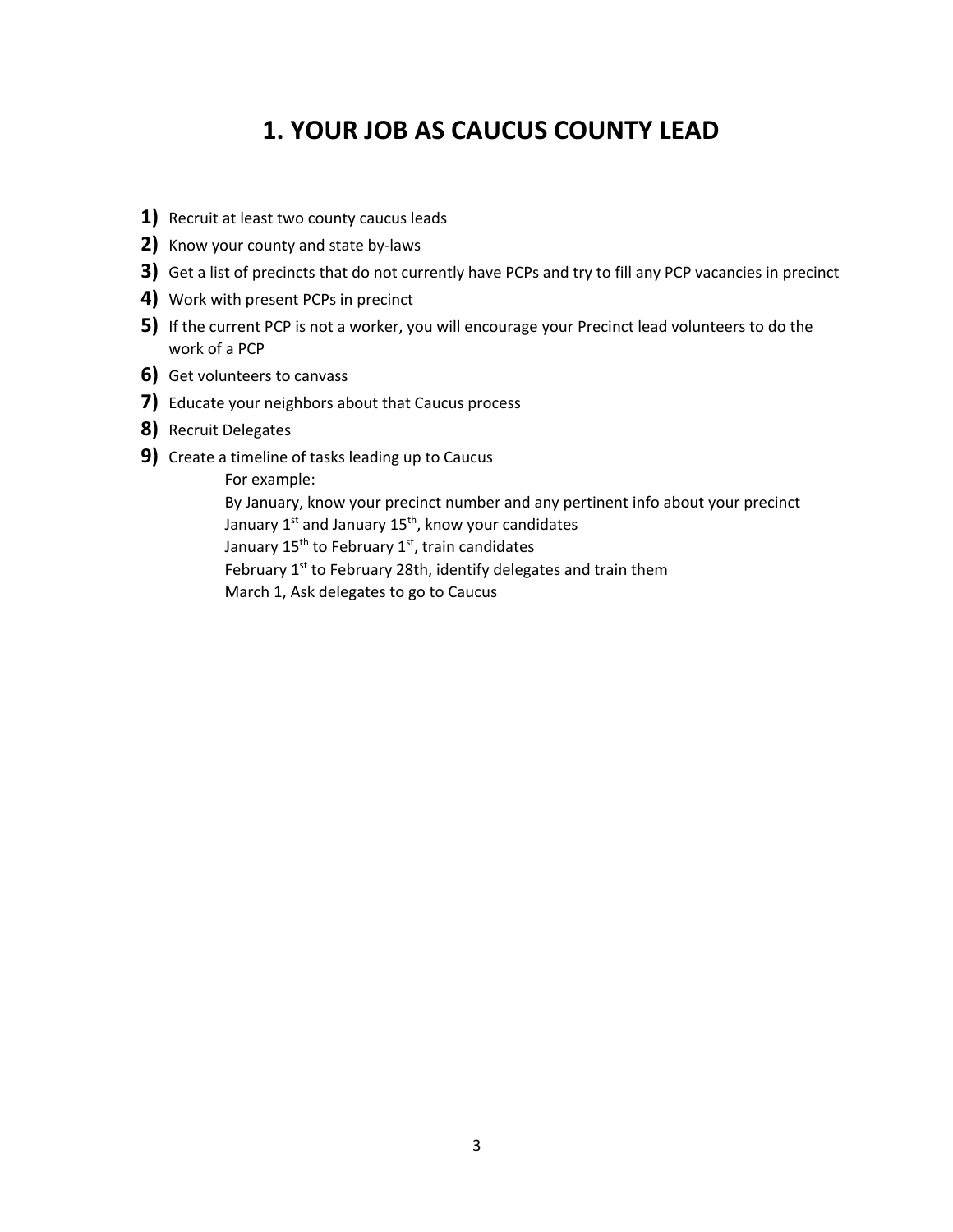# 1. YOUR JOB AS CAUCUS COUNTY LEAD

1) Recruit at least two county caucus leads
2) Know your county and state by-laws
3) Get a list of precincts that do not currently have PCPs and try to fill any PCP vacancies in precinct
4) Work with present PCPs in precinct
5) If the current PCP is not a worker, you will encourage your Precinct lead volunteers to do the work of a PCP
6) Get volunteers to canvass
7) Educate your neighbors about that Caucus process
8) Recruit Delegates
9) Create a timeline of tasks leading up to Caucus

    For example:

    By January, know your precinct number and any pertinent info about your precinct

    January 1st and January 15th, know your candidates

    January 15th to February 1st, train candidates

    February 1st to February 28th, identify delegates and train them

    March 1, Ask delegates to go to Caucus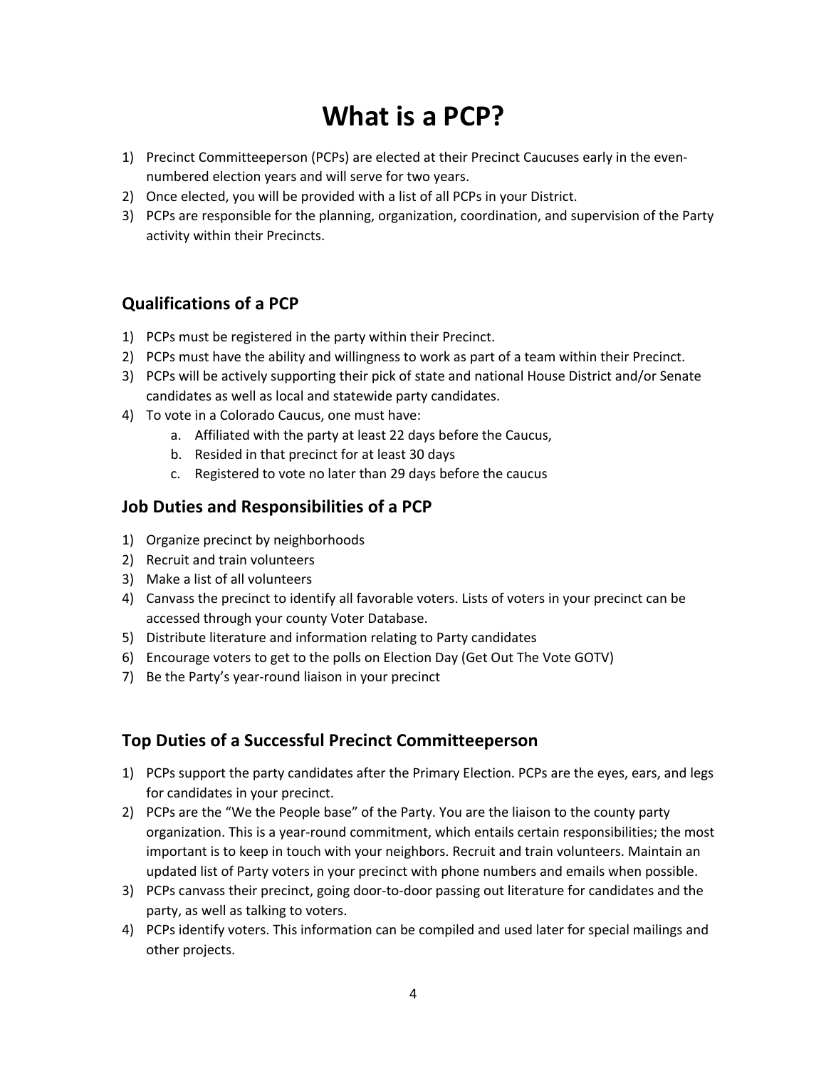# What is a PCP?

1) Precinct Committeeperson (PCPs) are elected at their Precinct Caucuses early in the even-numbered election years and will serve for two years.
2) Once elected, you will be provided with a list of all PCPs in your District.
3) PCPs are responsible for the planning, organization, coordination, and supervision of the Party activity within their Precincts.

## Qualifications of a PCP

1) PCPs must be registered in the party within their Precinct.
2) PCPs must have the ability and willingness to work as part of a team within their Precinct.
3) PCPs will be actively supporting their pick of state and national House District and/or Senate candidates as well as local and statewide party candidates.
4) To vote in a Colorado Caucus, one must have:
   a. Affiliated with the party at least 22 days before the Caucus,
   b. Resided in that precinct for at least 30 days
   c. Registered to vote no later than 29 days before the caucus

## Job Duties and Responsibilities of a PCP

1) Organize precinct by neighborhoods
2) Recruit and train volunteers
3) Make a list of all volunteers
4) Canvass the precinct to identify all favorable voters. Lists of voters in your precinct can be accessed through your county Voter Database.
5) Distribute literature and information relating to Party candidates
6) Encourage voters to get to the polls on Election Day (Get Out The Vote GOTV)
7) Be the Party's year-round liaison in your precinct

## Top Duties of a Successful Precinct Committeeperson

1) PCPs support the party candidates after the Primary Election. PCPs are the eyes, ears, and legs for candidates in your precinct.
2) PCPs are the "We the People base" of the Party. You are the liaison to the county party organization. This is a year-round commitment, which entails certain responsibilities; the most important is to keep in touch with your neighbors. Recruit and train volunteers. Maintain an updated list of Party voters in your precinct with phone numbers and emails when possible.
3) PCPs canvass their precinct, going door-to-door passing out literature for candidates and the party, as well as talking to voters.
4) PCPs identify voters. This information can be compiled and used later for special mailings and other projects.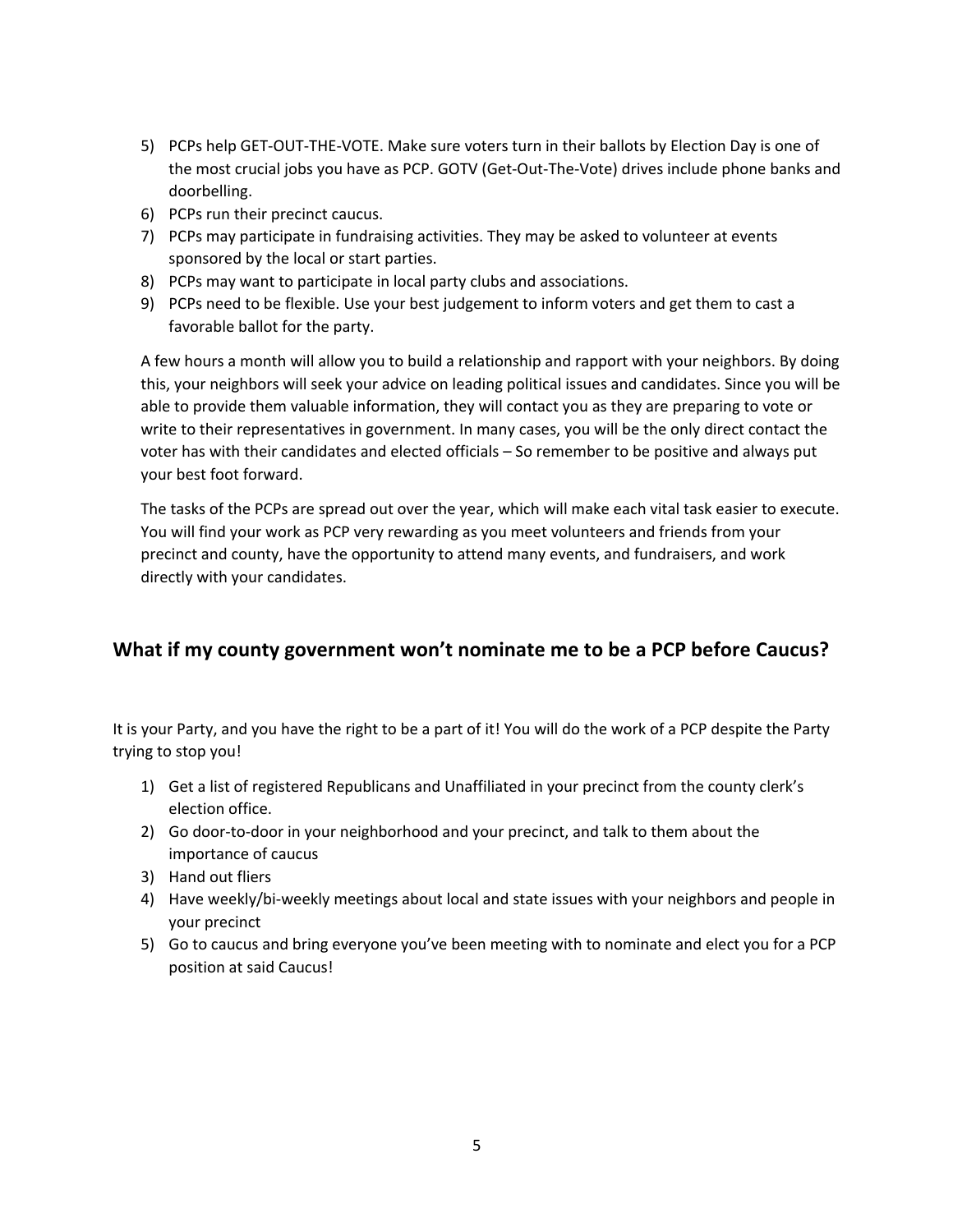5) PCPs help GET-OUT-THE-VOTE. Make sure voters turn in their ballots by Election Day is one of the most crucial jobs you have as PCP. GOTV (Get-Out-The-Vote) drives include phone banks and doorbelling.
6) PCPs run their precinct caucus.
7) PCPs may participate in fundraising activities. They may be asked to volunteer at events sponsored by the local or start parties.
8) PCPs may want to participate in local party clubs and associations.
9) PCPs need to be flexible. Use your best judgement to inform voters and get them to cast a favorable ballot for the party.

A few hours a month will allow you to build a relationship and rapport with your neighbors. By doing this, your neighbors will seek your advice on leading political issues and candidates. Since you will be able to provide them valuable information, they will contact you as they are preparing to vote or write to their representatives in government. In many cases, you will be the only direct contact the voter has with their candidates and elected officials – So remember to be positive and always put your best foot forward.

The tasks of the PCPs are spread out over the year, which will make each vital task easier to execute. You will find your work as PCP very rewarding as you meet volunteers and friends from your precinct and county, have the opportunity to attend many events, and fundraisers, and work directly with your candidates.

## What if my county government won't nominate me to be a PCP before Caucus?

It is your Party, and you have the right to be a part of it! You will do the work of a PCP despite the Party trying to stop you!

1) Get a list of registered Republicans and Unaffiliated in your precinct from the county clerk's election office.
2) Go door-to-door in your neighborhood and your precinct, and talk to them about the importance of caucus
3) Hand out fliers
4) Have weekly/bi-weekly meetings about local and state issues with your neighbors and people in your precinct
5) Go to caucus and bring everyone you've been meeting with to nominate and elect you for a PCP position at said Caucus!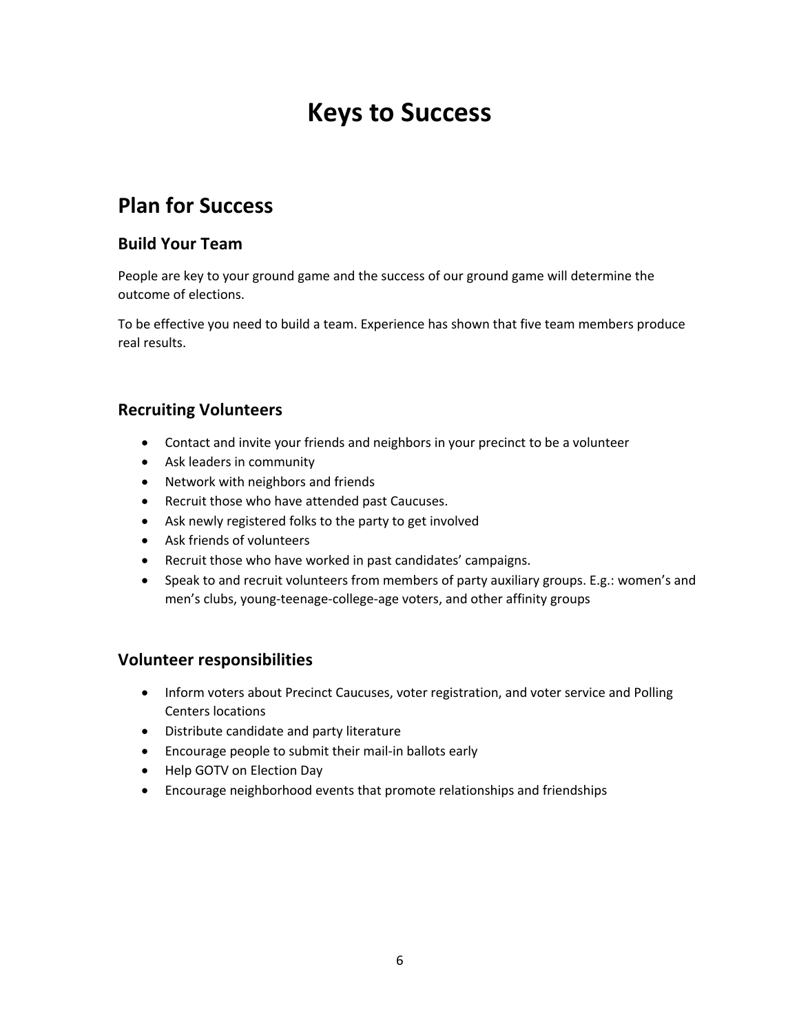# Keys to Success

## Plan for Success

### Build Your Team

People are key to your ground game and the success of our ground game will determine the outcome of elections.

To be effective you need to build a team. Experience has shown that five team members produce real results.

### Recruiting Volunteers

- Contact and invite your friends and neighbors in your precinct to be a volunteer
- Ask leaders in community
- Network with neighbors and friends
- Recruit those who have attended past Caucuses.
- Ask newly registered folks to the party to get involved
- Ask friends of volunteers
- Recruit those who have worked in past candidates' campaigns.
- Speak to and recruit volunteers from members of party auxiliary groups. E.g.: women's and men's clubs, young-teenage-college-age voters, and other affinity groups

### Volunteer responsibilities

- Inform voters about Precinct Caucuses, voter registration, and voter service and Polling Centers locations
- Distribute candidate and party literature
- Encourage people to submit their mail-in ballots early
- Help GOTV on Election Day
- Encourage neighborhood events that promote relationships and friendships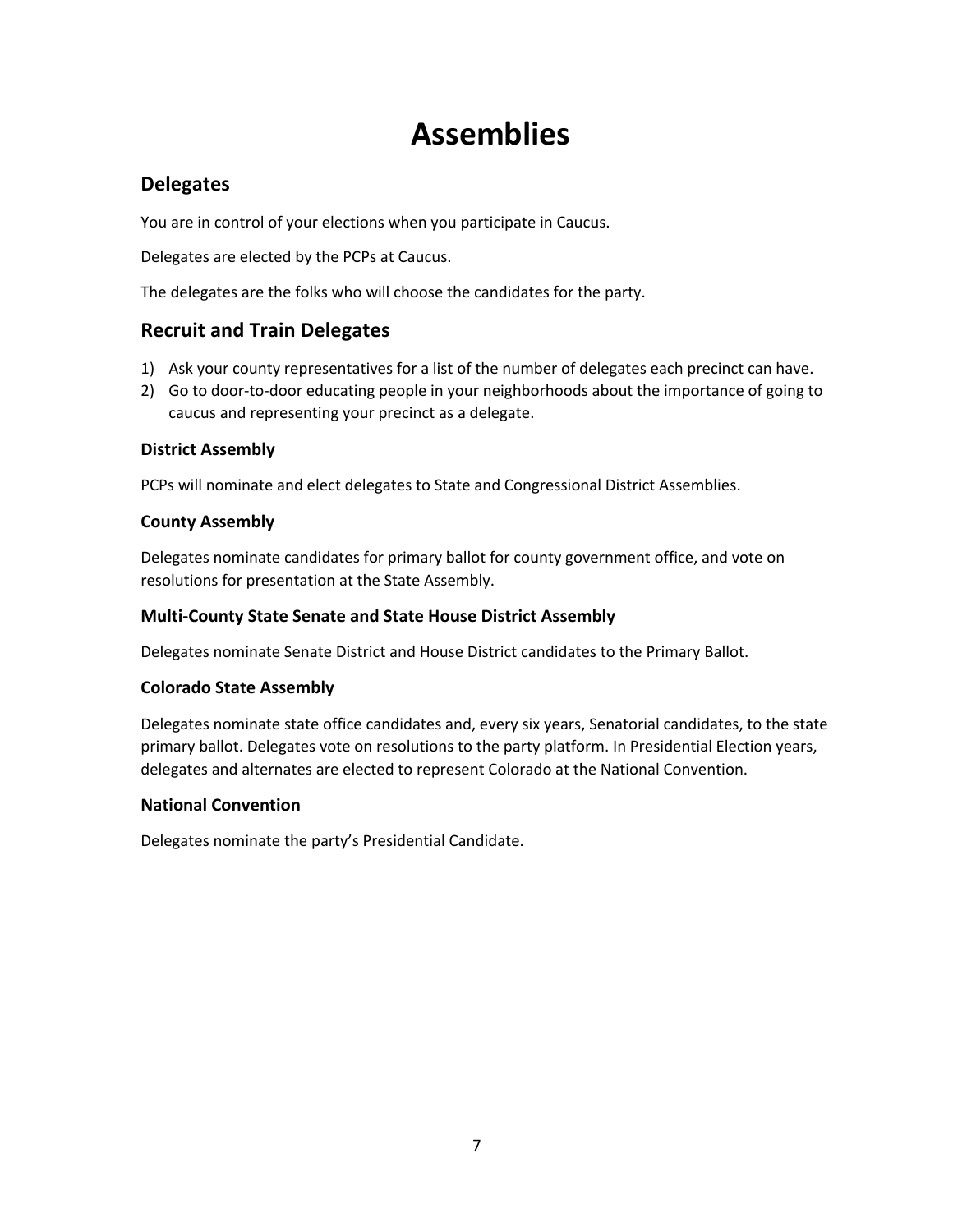# Assemblies

## Delegates

You are in control of your elections when you participate in Caucus.

Delegates are elected by the PCPs at Caucus.

The delegates are the folks who will choose the candidates for the party.

## Recruit and Train Delegates

1) Ask your county representatives for a list of the number of delegates each precinct can have.
2) Go to door-to-door educating people in your neighborhoods about the importance of going to caucus and representing your precinct as a delegate.

### District Assembly

PCPs will nominate and elect delegates to State and Congressional District Assemblies.

### County Assembly

Delegates nominate candidates for primary ballot for county government office, and vote on resolutions for presentation at the State Assembly.

### Multi-County State Senate and State House District Assembly

Delegates nominate Senate District and House District candidates to the Primary Ballot.

### Colorado State Assembly

Delegates nominate state office candidates and, every six years, Senatorial candidates, to the state primary ballot. Delegates vote on resolutions to the party platform. In Presidential Election years, delegates and alternates are elected to represent Colorado at the National Convention.

### National Convention

Delegates nominate the party's Presidential Candidate.